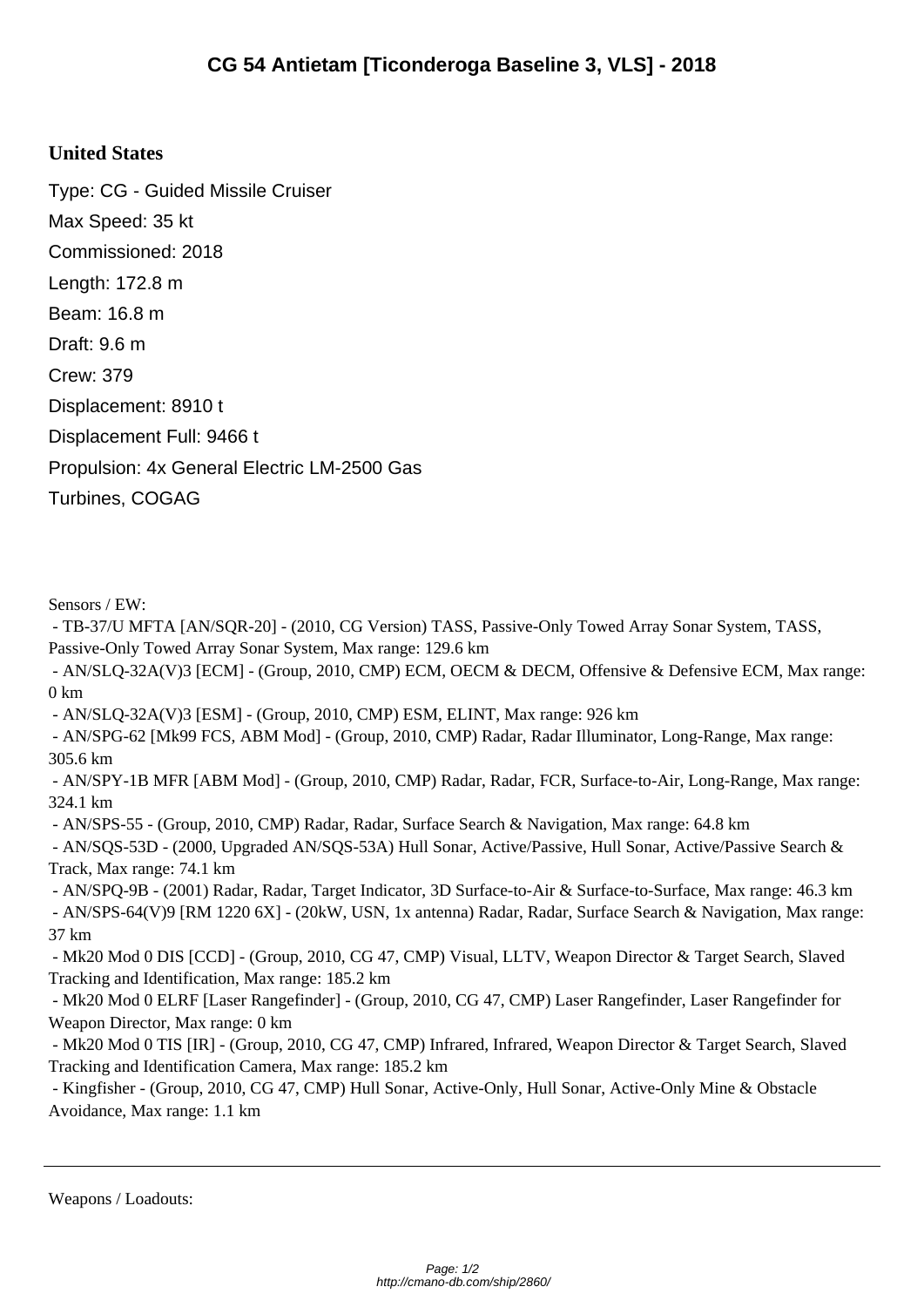# CG 54 Antietam [Ticonderoga Baseline 3, VLS] - 2018

**United States**

Type: CG - Guided Missile Cruiser

Max Speed: 35 kt

Commissioned: 2018

Length: 172.8 m

Beam: 16.8 m

Draft: 9.6 m

Crew: 379

Displacement: 8910 t

Displacement Full: 9466 t

Propulsion: 4x General Electric LM-2500 Gas Turbines, COGAG

Sensors / EW:

- TB-37/U MFTA [AN/SQR-20] - (2010, CG Version) TASS, Passive-Only Towed Array Sonar System, TASS, Passive-Only Towed Array Sonar System, Max range: 129.6 km
- AN/SLQ-32A(V)3 [ECM] - (Group, 2010, CMP) ECM, OECM & DECM, Offensive & Defensive ECM, Max range: 0 km
- AN/SLQ-32A(V)3 [ESM] - (Group, 2010, CMP) ESM, ELINT, Max range: 926 km
- AN/SPG-62 [Mk99 FCS, ABM Mod] - (Group, 2010, CMP) Radar, Radar Illuminator, Long-Range, Max range: 305.6 km
- AN/SPY-1B MFR [ABM Mod] - (Group, 2010, CMP) Radar, Radar, FCR, Surface-to-Air, Long-Range, Max range: 324.1 km
- AN/SPS-55 - (Group, 2010, CMP) Radar, Radar, Surface Search & Navigation, Max range: 64.8 km
- AN/SQS-53D - (2000, Upgraded AN/SQS-53A) Hull Sonar, Active/Passive, Hull Sonar, Active/Passive Search & Track, Max range: 74.1 km
- AN/SPQ-9B - (2001) Radar, Radar, Target Indicator, 3D Surface-to-Air & Surface-to-Surface, Max range: 46.3 km
- AN/SPS-64(V)9 [RM 1220 6X] - (20kW, USN, 1x antenna) Radar, Radar, Surface Search & Navigation, Max range: 37 km
- Mk20 Mod 0 DIS [CCD] - (Group, 2010, CG 47, CMP) Visual, LLTV, Weapon Director & Target Search, Slaved Tracking and Identification, Max range: 185.2 km
- Mk20 Mod 0 ELRF [Laser Rangefinder] - (Group, 2010, CG 47, CMP) Laser Rangefinder, Laser Rangefinder for Weapon Director, Max range: 0 km
- Mk20 Mod 0 TIS [IR] - (Group, 2010, CG 47, CMP) Infrared, Infrared, Weapon Director & Target Search, Slaved Tracking and Identification Camera, Max range: 185.2 km
- Kingfisher - (Group, 2010, CG 47, CMP) Hull Sonar, Active-Only, Hull Sonar, Active-Only Mine & Obstacle Avoidance, Max range: 1.1 km

---

Weapons / Loadouts: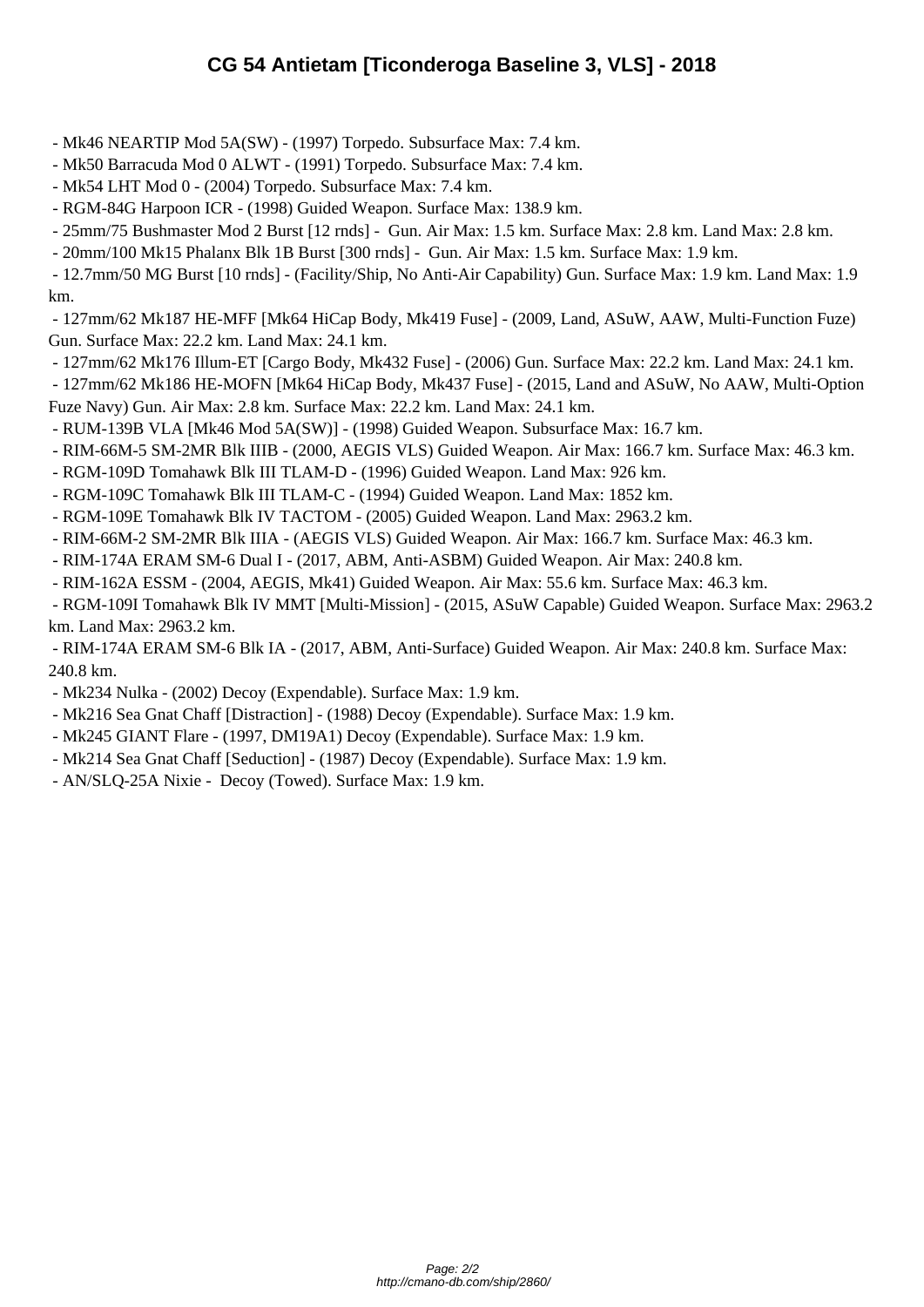# CG 54 Antietam [Ticonderoga Baseline 3, VLS] - 2018

- Mk46 NEARTIP Mod 5A(SW) - (1997) Torpedo. Subsurface Max: 7.4 km.
- Mk50 Barracuda Mod 0 ALWT - (1991) Torpedo. Subsurface Max: 7.4 km.
- Mk54 LHT Mod 0 - (2004) Torpedo. Subsurface Max: 7.4 km.
- RGM-84G Harpoon ICR - (1998) Guided Weapon. Surface Max: 138.9 km.
- 25mm/75 Bushmaster Mod 2 Burst [12 rnds] - Gun. Air Max: 1.5 km. Surface Max: 2.8 km. Land Max: 2.8 km.
- 20mm/100 Mk15 Phalanx Blk 1B Burst [300 rnds] - Gun. Air Max: 1.5 km. Surface Max: 1.9 km.
- 12.7mm/50 MG Burst [10 rnds] - (Facility/Ship, No Anti-Air Capability) Gun. Surface Max: 1.9 km. Land Max: 1.9 km.
- 127mm/62 Mk187 HE-MFF [Mk64 HiCap Body, Mk419 Fuse] - (2009, Land, ASuW, AAW, Multi-Function Fuze) Gun. Surface Max: 22.2 km. Land Max: 24.1 km.
- 127mm/62 Mk176 Illum-ET [Cargo Body, Mk432 Fuse] - (2006) Gun. Surface Max: 22.2 km. Land Max: 24.1 km.
- 127mm/62 Mk186 HE-MOFN [Mk64 HiCap Body, Mk437 Fuse] - (2015, Land and ASuW, No AAW, Multi-Option Fuze Navy) Gun. Air Max: 2.8 km. Surface Max: 22.2 km. Land Max: 24.1 km.
- RUM-139B VLA [Mk46 Mod 5A(SW)] - (1998) Guided Weapon. Subsurface Max: 16.7 km.
- RIM-66M-5 SM-2MR Blk IIIB - (2000, AEGIS VLS) Guided Weapon. Air Max: 166.7 km. Surface Max: 46.3 km.
- RGM-109D Tomahawk Blk III TLAM-D - (1996) Guided Weapon. Land Max: 926 km.
- RGM-109C Tomahawk Blk III TLAM-C - (1994) Guided Weapon. Land Max: 1852 km.
- RGM-109E Tomahawk Blk IV TACTOM - (2005) Guided Weapon. Land Max: 2963.2 km.
- RIM-66M-2 SM-2MR Blk IIIA - (AEGIS VLS) Guided Weapon. Air Max: 166.7 km. Surface Max: 46.3 km.
- RIM-174A ERAM SM-6 Dual I - (2017, ABM, Anti-ASBM) Guided Weapon. Air Max: 240.8 km.
- RIM-162A ESSM - (2004, AEGIS, Mk41) Guided Weapon. Air Max: 55.6 km. Surface Max: 46.3 km.
- RGM-109I Tomahawk Blk IV MMT [Multi-Mission] - (2015, ASuW Capable) Guided Weapon. Surface Max: 2963.2 km. Land Max: 2963.2 km.
- RIM-174A ERAM SM-6 Blk IA - (2017, ABM, Anti-Surface) Guided Weapon. Air Max: 240.8 km. Surface Max: 240.8 km.
- Mk234 Nulka - (2002) Decoy (Expendable). Surface Max: 1.9 km.
- Mk216 Sea Gnat Chaff [Distraction] - (1988) Decoy (Expendable). Surface Max: 1.9 km.
- Mk245 GIANT Flare - (1997, DM19A1) Decoy (Expendable). Surface Max: 1.9 km.
- Mk214 Sea Gnat Chaff [Seduction] - (1987) Decoy (Expendable). Surface Max: 1.9 km.
- AN/SLQ-25A Nixie - Decoy (Towed). Surface Max: 1.9 km.